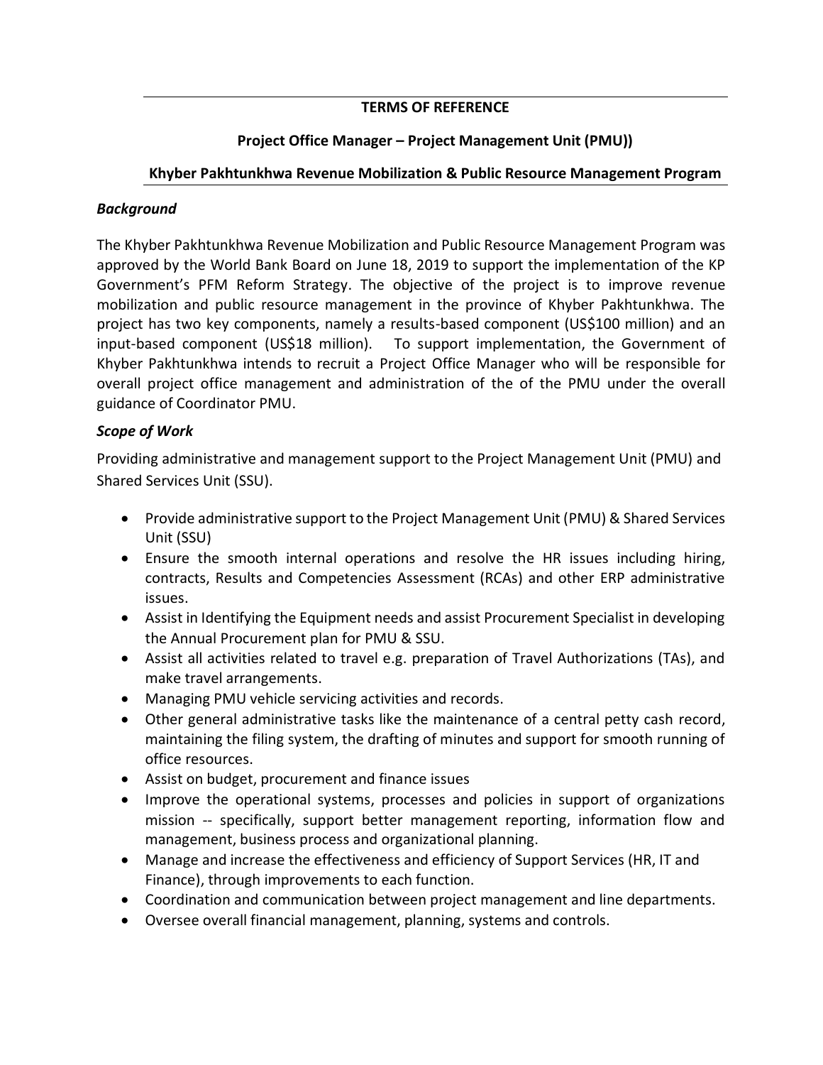**TERMS OF REFERENCE**

**Project Office Manager – Project Management Unit (PMU))**

**Khyber Pakhtunkhwa Revenue Mobilization & Public Resource Management Program**

***Background***

The Khyber Pakhtunkhwa Revenue Mobilization and Public Resource Management Program was approved by the World Bank Board on June 18, 2019 to support the implementation of the KP Government's PFM Reform Strategy. The objective of the project is to improve revenue mobilization and public resource management in the province of Khyber Pakhtunkhwa. The project has two key components, namely a results-based component (US$100 million) and an input-based component (US$18 million). To support implementation, the Government of Khyber Pakhtunkhwa intends to recruit a Project Office Manager who will be responsible for overall project office management and administration of the of the PMU under the overall guidance of Coordinator PMU.

***Scope of Work***

Providing administrative and management support to the Project Management Unit (PMU) and Shared Services Unit (SSU).

- Provide administrative support to the Project Management Unit (PMU) & Shared Services Unit (SSU)
- Ensure the smooth internal operations and resolve the HR issues including hiring, contracts, Results and Competencies Assessment (RCAs) and other ERP administrative issues.
- Assist in Identifying the Equipment needs and assist Procurement Specialist in developing the Annual Procurement plan for PMU & SSU.
- Assist all activities related to travel e.g. preparation of Travel Authorizations (TAs), and make travel arrangements.
- Managing PMU vehicle servicing activities and records.
- Other general administrative tasks like the maintenance of a central petty cash record, maintaining the filing system, the drafting of minutes and support for smooth running of office resources.
- Assist on budget, procurement and finance issues
- Improve the operational systems, processes and policies in support of organizations mission -- specifically, support better management reporting, information flow and management, business process and organizational planning.
- Manage and increase the effectiveness and efficiency of Support Services (HR, IT and Finance), through improvements to each function.
- Coordination and communication between project management and line departments.
- Oversee overall financial management, planning, systems and controls.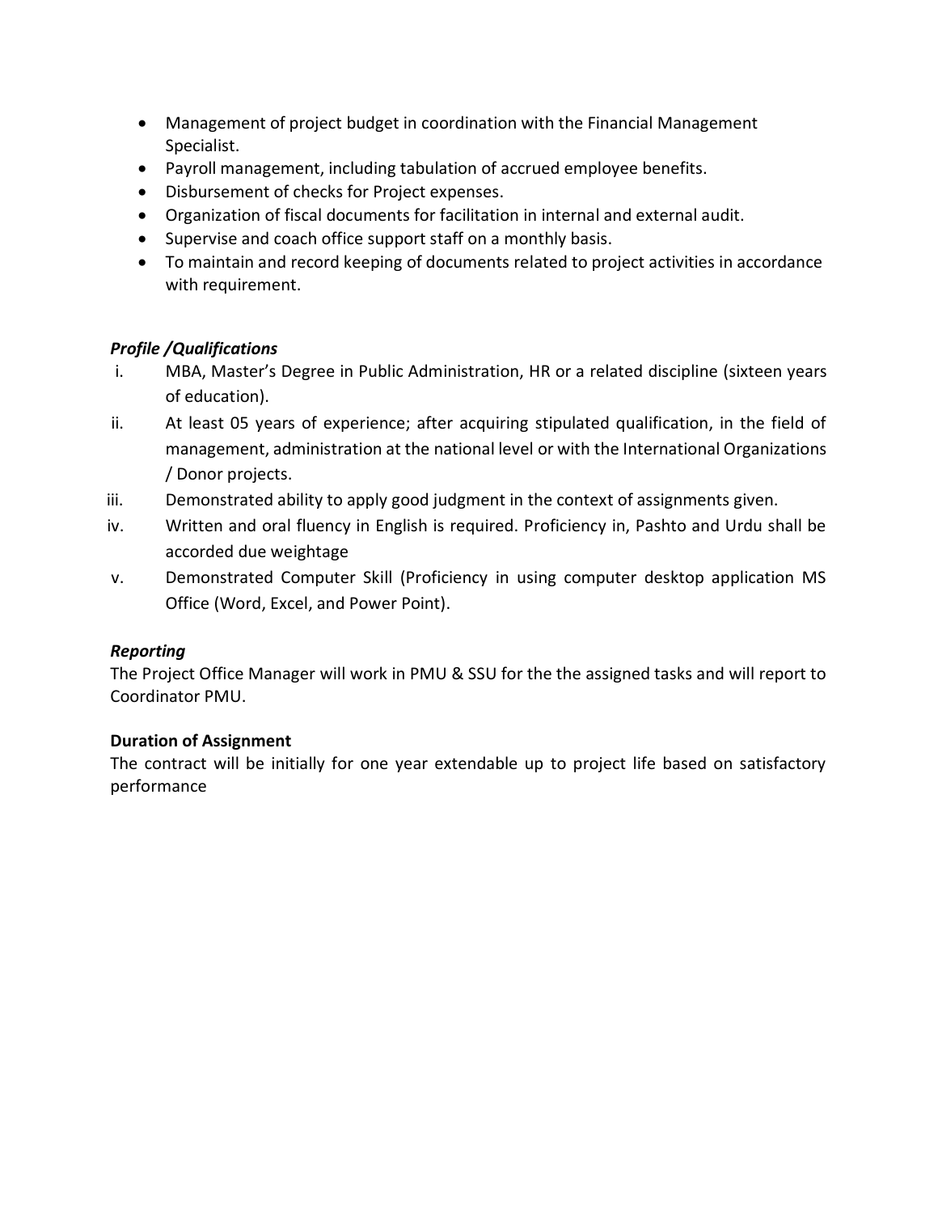- Management of project budget in coordination with the Financial Management Specialist.
- Payroll management, including tabulation of accrued employee benefits.
- Disbursement of checks for Project expenses.
- Organization of fiscal documents for facilitation in internal and external audit.
- Supervise and coach office support staff on a monthly basis.
- To maintain and record keeping of documents related to project activities in accordance with requirement.

***Profile /Qualifications***

i. MBA, Master's Degree in Public Administration, HR or a related discipline (sixteen years of education).
ii. At least 05 years of experience; after acquiring stipulated qualification, in the field of management, administration at the national level or with the International Organizations / Donor projects.
iii. Demonstrated ability to apply good judgment in the context of assignments given.
iv. Written and oral fluency in English is required. Proficiency in, Pashto and Urdu shall be accorded due weightage
v. Demonstrated Computer Skill (Proficiency in using computer desktop application MS Office (Word, Excel, and Power Point).

***Reporting***

The Project Office Manager will work in PMU & SSU for the the assigned tasks and will report to Coordinator PMU.

**Duration of Assignment**

The contract will be initially for one year extendable up to project life based on satisfactory performance